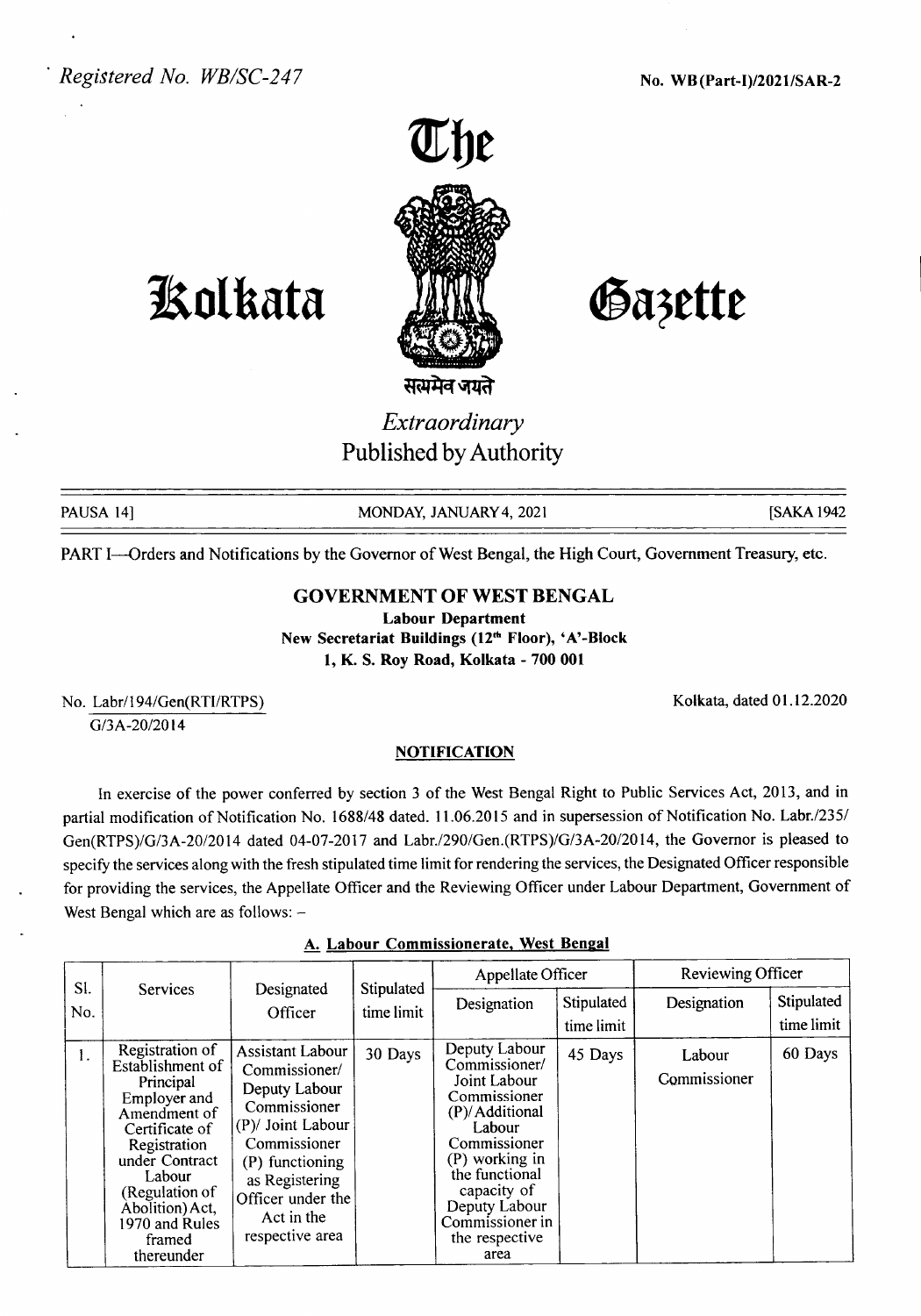Registered No. WB/SC-247

No. WB(Part-I)/2021/SAR-2

# The Kolkata Gazette

सत्यमेव जयते

*Extraordinary*

Published by Authority

PAUSA 14] MONDAY, JANUARY 4, 2021 [SAKA 1942

PART I—Orders and Notifications by the Governor of West Bengal, the High Court, Government Treasury, etc.

## GOVERNMENT OF WEST BENGAL

**Labour Department**

**New Secretariat Buildings (12th Floor), 'A'-Block**

**1, K. S. Roy Road, Kolkata - 700 001**

No. Labr/194/Gen(RTI/RTPS)
G/3A-20/2014

Kolkata, dated 01.12.2020

### NOTIFICATION

In exercise of the power conferred by section 3 of the West Bengal Right to Public Services Act, 2013, and in partial modification of Notification No. 1688/48 dated. 11.06.2015 and in supersession of Notification No. Labr./235/ Gen(RTPS)/G/3A-20/2014 dated 04-07-2017 and Labr./290/Gen.(RTPS)/G/3A-20/2014, the Governor is pleased to specify the services along with the fresh stipulated time limit for rendering the services, the Designated Officer responsible for providing the services, the Appellate Officer and the Reviewing Officer under Labour Department, Government of West Bengal which are as follows: –

#### A. Labour Commissionerate, West Bengal

| Sl. No. | Services | Designated Officer | Stipulated time limit | Appellate Officer | | Reviewing Officer | |
|---|---|---|---|---|---|---|---|
| | | | | Designation | Stipulated time limit | Designation | Stipulated time limit |
| 1. | Registration of Establishment of Principal Employer and Amendment of Certificate of Registration under Contract Labour (Regulation of Abolition) Act, 1970 and Rules framed thereunder | Assistant Labour Commissioner/ Deputy Labour Commissioner (P)/ Joint Labour Commissioner (P) functioning as Registering Officer under the Act in the respective area | 30 Days | Deputy Labour Commissioner/ Joint Labour Commissioner (P)/ Additional Labour Commissioner (P) working in the functional capacity of Deputy Labour Commissioner in the respective area | 45 Days | Labour Commissioner | 60 Days |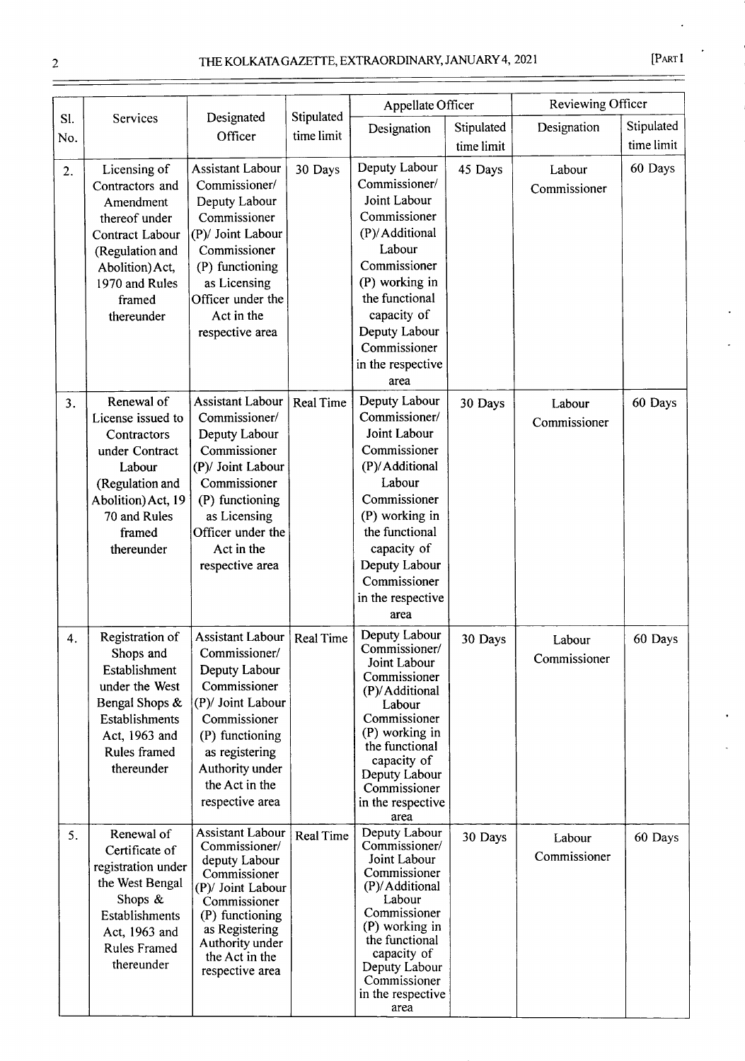| Sl. No. | Services | Designated Officer | Stipulated time limit | Appellate Officer | | Reviewing Officer | |
|---|---|---|---|---|---|---|---|
| | | | | Designation | Stipulated time limit | Designation | Stipulated time limit |
| 2. | Licensing of Contractors and Amendment thereof under Contract Labour (Regulation and Abolition) Act, 1970 and Rules framed thereunder | Assistant Labour Commissioner/ Deputy Labour Commissioner (P)/ Joint Labour Commissioner (P) functioning as Licensing Officer under the Act in the respective area | 30 Days | Deputy Labour Commissioner/ Joint Labour Commissioner (P)/ Additional Labour Commissioner (P) working in the functional capacity of Deputy Labour Commissioner in the respective area | 45 Days | Labour Commissioner | 60 Days |
| 3. | Renewal of License issued to Contractors under Contract Labour (Regulation and Abolition) Act, 1970 and Rules framed thereunder | Assistant Labour Commissioner/ Deputy Labour Commissioner (P)/ Joint Labour Commissioner (P) functioning as Licensing Officer under the Act in the respective area | Real Time | Deputy Labour Commissioner/ Joint Labour Commissioner (P)/ Additional Labour Commissioner (P) working in the functional capacity of Deputy Labour Commissioner in the respective area | 30 Days | Labour Commissioner | 60 Days |
| 4. | Registration of Shops and Establishment under the West Bengal Shops & Establishments Act, 1963 and Rules framed thereunder | Assistant Labour Commissioner/ Deputy Labour Commissioner (P)/ Joint Labour Commissioner (P) functioning as registering Authority under the Act in the respective area | Real Time | Deputy Labour Commissioner/ Joint Labour Commissioner (P)/ Additional Labour Commissioner (P) working in the functional capacity of Deputy Labour Commissioner in the respective area | 30 Days | Labour Commissioner | 60 Days |
| 5. | Renewal of Certificate of registration under the West Bengal Shops & Establishments Act, 1963 and Rules Framed thereunder | Assistant Labour Commissioner/ deputy Labour Commissioner (P)/ Joint Labour Commissioner (P) functioning as Registering Authority under the Act in the respective area | Real Time | Deputy Labour Commissioner/ Joint Labour Commissioner (P)/ Additional Labour Commissioner (P) working in the functional capacity of Deputy Labour Commissioner in the respective area | 30 Days | Labour Commissioner | 60 Days |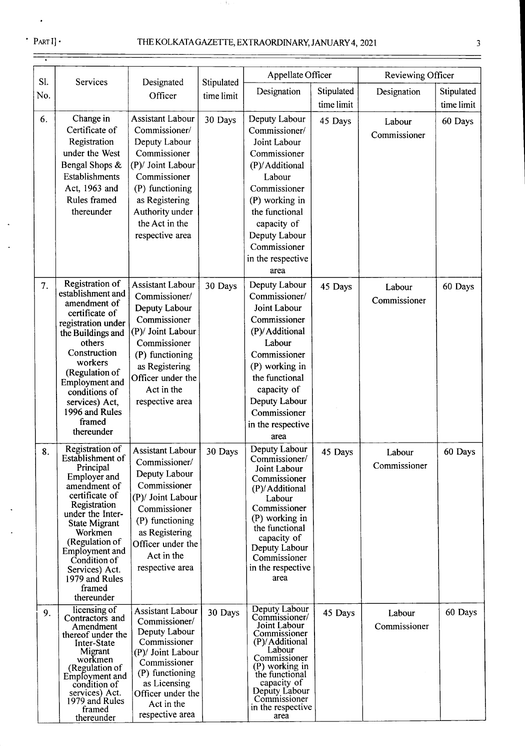| Sl. No. | Services | Designated Officer | Stipulated time limit | Appellate Officer | | Reviewing Officer | |
|---|---|---|---|---|---|---|---|
| | | | | Designation | Stipulated time limit | Designation | Stipulated time limit |
| 6. | Change in Certificate of Registration under the West Bengal Shops & Establishments Act, 1963 and Rules framed thereunder | Assistant Labour Commissioner/ Deputy Labour Commissioner (P)/ Joint Labour Commissioner (P) functioning as Registering Authority under the Act in the respective area | 30 Days | Deputy Labour Commissioner/ Joint Labour Commissioner (P)/Additional Labour Commissioner (P) working in the functional capacity of Deputy Labour Commissioner in the respective area | 45 Days | Labour Commissioner | 60 Days |
| 7. | Registration of establishment and amendment of certificate of registration under the Buildings and others Construction workers (Regulation of Employment and conditions of services) Act, 1996 and Rules framed thereunder | Assistant Labour Commissioner/ Deputy Labour Commissioner (P)/ Joint Labour Commissioner (P) functioning as Registering Officer under the Act in the respective area | 30 Days | Deputy Labour Commissioner/ Joint Labour Commissioner (P)/Additional Labour Commissioner (P) working in the functional capacity of Deputy Labour Commissioner in the respective area | 45 Days | Labour Commissioner | 60 Days |
| 8. | Registration of Establishment of Principal Employer and amendment of certificate of Registration under the Inter-State Migrant Workmen (Regulation of Employment and Condition of Services) Act. 1979 and Rules framed thereunder | Assistant Labour Commissioner/ Deputy Labour Commissioner (P)/ Joint Labour Commissioner (P) functioning as Registering Officer under the Act in the respective area | 30 Days | Deputy Labour Commissioner/ Joint Labour Commissioner (P)/Additional Labour Commissioner (P) working in the functional capacity of Deputy Labour Commissioner in the respective area | 45 Days | Labour Commissioner | 60 Days |
| 9. | licensing of Contractors and Amendment thereof under the Inter-State Migrant workmen (Regulation of Employment and condition of services) Act. 1979 and Rules framed thereunder | Assistant Labour Commissioner/ Deputy Labour Commissioner (P)/ Joint Labour Commissioner (P) functioning as Licensing Officer under the Act in the respective area | 30 Days | Deputy Labour Commissioner/ Joint Labour Commissioner (P)/Additional Labour Commissioner (P) working in the functional capacity of Deputy Labour Commissioner in the respective area | 45 Days | Labour Commissioner | 60 Days |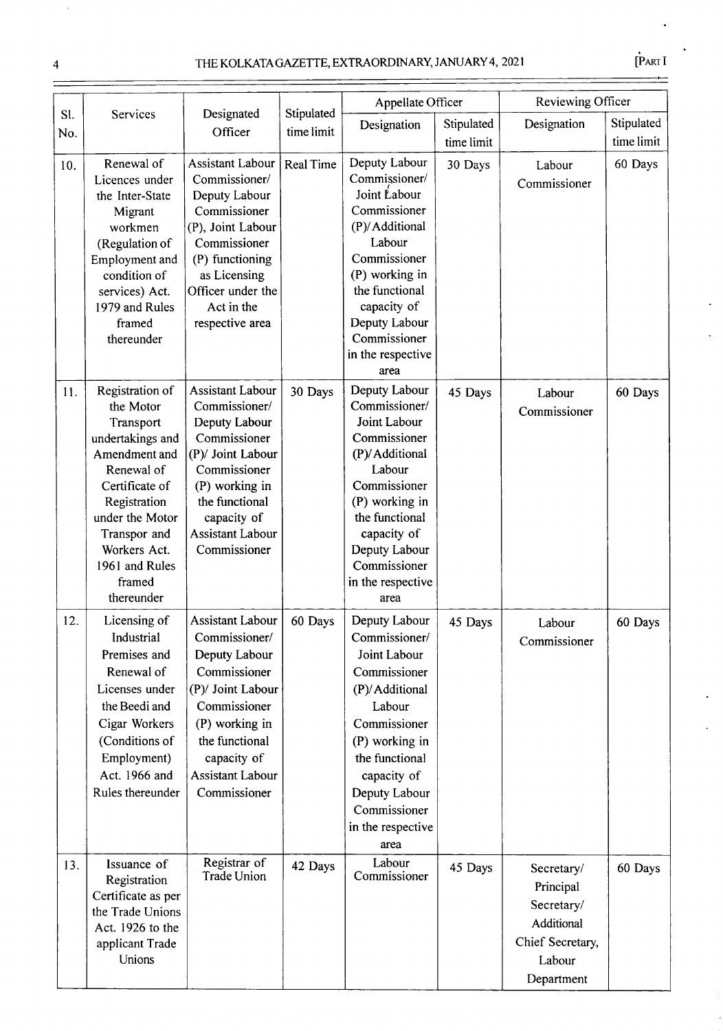| Sl. No. | Services | Designated Officer | Stipulated time limit | Appellate Officer | | Reviewing Officer | |
|---|---|---|---|---|---|---|---|
| | | | | Designation | Stipulated time limit | Designation | Stipulated time limit |
| 10. | Renewal of Licences under the Inter-State Migrant workmen (Regulation of Employment and condition of services) Act. 1979 and Rules framed thereunder | Assistant Labour Commissioner/ Deputy Labour Commissioner (P), Joint Labour Commissioner (P) functioning as Licensing Officer under the Act in the respective area | Real Time | Deputy Labour Commissioner/ Joint Labour Commissioner (P)/ Additional Labour Commissioner (P) working in the functional capacity of Deputy Labour Commissioner in the respective area | 30 Days | Labour Commissioner | 60 Days |
| 11. | Registration of the Motor Transport undertakings and Amendment and Renewal of Certificate of Registration under the Motor Transpor and Workers Act. 1961 and Rules framed thereunder | Assistant Labour Commissioner/ Deputy Labour Commissioner (P)/ Joint Labour Commissioner (P) working in the functional capacity of Assistant Labour Commissioner | 30 Days | Deputy Labour Commissioner/ Joint Labour Commissioner (P)/ Additional Labour Commissioner (P) working in the functional capacity of Deputy Labour Commissioner in the respective area | 45 Days | Labour Commissioner | 60 Days |
| 12. | Licensing of Industrial Premises and Renewal of Licenses under the Beedi and Cigar Workers (Conditions of Employment) Act. 1966 and Rules thereunder | Assistant Labour Commissioner/ Deputy Labour Commissioner (P)/ Joint Labour Commissioner (P) working in the functional capacity of Assistant Labour Commissioner | 60 Days | Deputy Labour Commissioner/ Joint Labour Commissioner (P)/ Additional Labour Commissioner (P) working in the functional capacity of Deputy Labour Commissioner in the respective area | 45 Days | Labour Commissioner | 60 Days |
| 13. | Issuance of Registration Certificate as per the Trade Unions Act. 1926 to the applicant Trade Unions | Registrar of Trade Union | 42 Days | Labour Commissioner | 45 Days | Secretary/ Principal Secretary/ Additional Chief Secretary, Labour Department | 60 Days |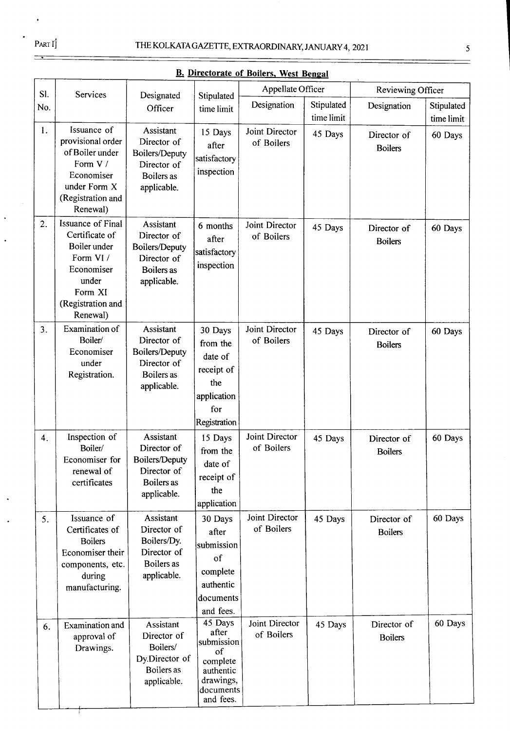## B. Directorate of Boilers, West Bengal

| Sl. No. | Services | Designated Officer | Stipulated time limit | Appellate Officer | | Reviewing Officer | |
|---|---|---|---|---|---|---|---|
| | | | | Designation | Stipulated time limit | Designation | Stipulated time limit |
| 1. | Issuance of provisional order of Boiler under Form V / Economiser under Form X (Registration and Renewal) | Assistant Director of Boilers/Deputy Director of Boilers as applicable. | 15 Days after satisfactory inspection | Joint Director of Boilers | 45 Days | Director of Boilers | 60 Days |
| 2. | Issuance of Final Certificate of Boiler under Form VI / Economiser under Form XI (Registration and Renewal) | Assistant Director of Boilers/Deputy Director of Boilers as applicable. | 6 months after satisfactory inspection | Joint Director of Boilers | 45 Days | Director of Boilers | 60 Days |
| 3. | Examination of Boiler/ Economiser under Registration. | Assistant Director of Boilers/Deputy Director of Boilers as applicable. | 30 Days from the date of receipt of the application for Registration | Joint Director of Boilers | 45 Days | Director of Boilers | 60 Days |
| 4. | Inspection of Boiler/ Economiser for renewal of certificates | Assistant Director of Boilers/Deputy Director of Boilers as applicable. | 15 Days from the date of receipt of the application | Joint Director of Boilers | 45 Days | Director of Boilers | 60 Days |
| 5. | Issuance of Certificates of Boilers Economiser their components, etc. during manufacturing. | Assistant Director of Boilers/Dy. Director of Boilers as applicable. | 30 Days after submission of complete authentic documents and fees. | Joint Director of Boilers | 45 Days | Director of Boilers | 60 Days |
| 6. | Examination and approval of Drawings. | Assistant Director of Boilers/ Dy.Director of Boilers as applicable. | 45 Days after submission of complete authentic drawings, documents and fees. | Joint Director of Boilers | 45 Days | Director of Boilers | 60 Days |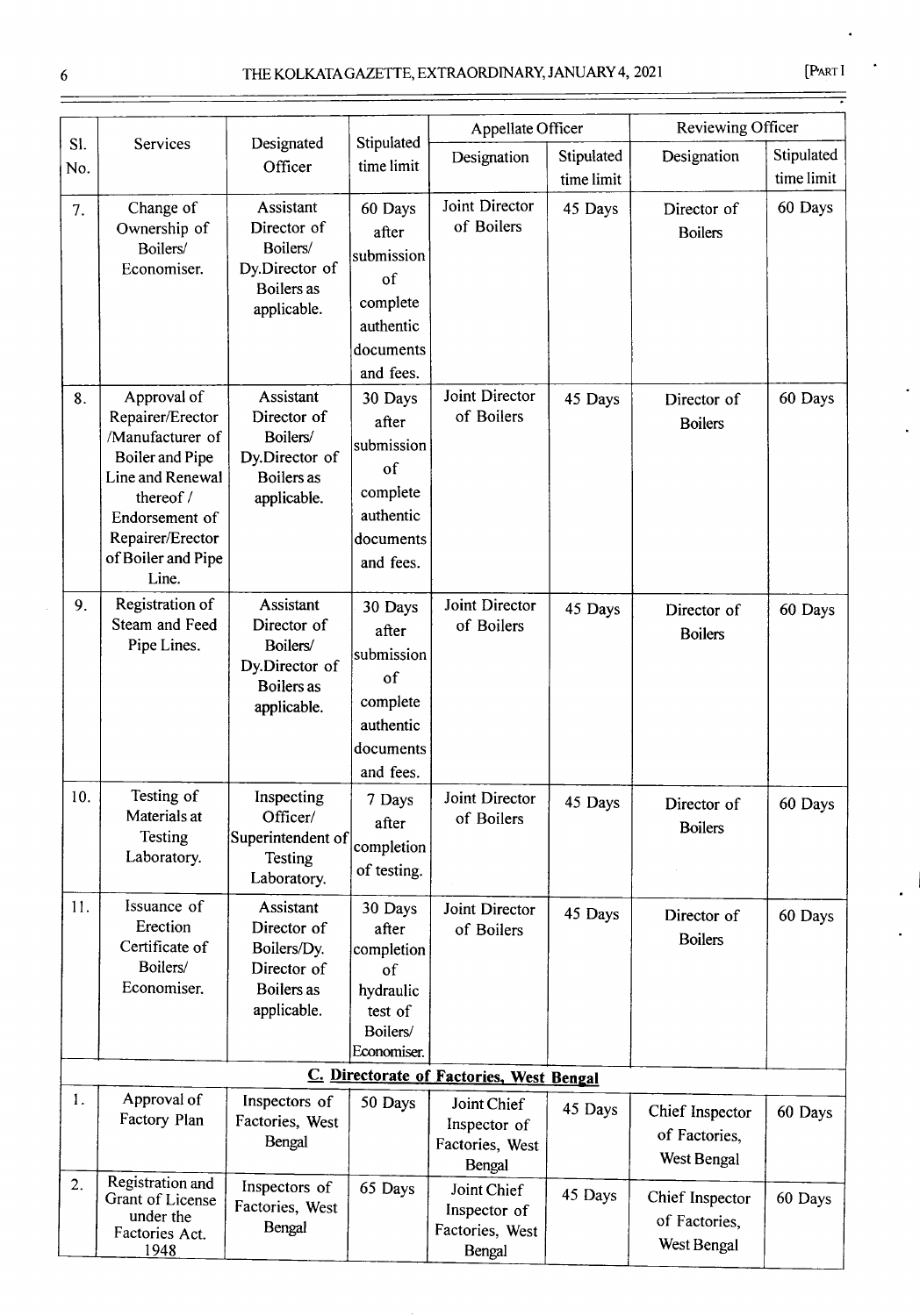| Sl. No. | Services | Designated Officer | Stipulated time limit | Appellate Officer | | Reviewing Officer | |
|---|---|---|---|---|---|---|---|
| | | | | Designation | Stipulated time limit | Designation | Stipulated time limit |
| 7. | Change of Ownership of Boilers/ Economiser. | Assistant Director of Boilers/ Dy.Director of Boilers as applicable. | 60 Days after submission of complete authentic documents and fees. | Joint Director of Boilers | 45 Days | Director of Boilers | 60 Days |
| 8. | Approval of Repairer/Erector /Manufacturer of Boiler and Pipe Line and Renewal thereof / Endorsement of Repairer/Erector of Boiler and Pipe Line. | Assistant Director of Boilers/ Dy.Director of Boilers as applicable. | 30 Days after submission of complete authentic documents and fees. | Joint Director of Boilers | 45 Days | Director of Boilers | 60 Days |
| 9. | Registration of Steam and Feed Pipe Lines. | Assistant Director of Boilers/ Dy.Director of Boilers as applicable. | 30 Days after submission of complete authentic documents and fees. | Joint Director of Boilers | 45 Days | Director of Boilers | 60 Days |
| 10. | Testing of Materials at Testing Laboratory. | Inspecting Officer/ Superintendent of Testing Laboratory. | 7 Days after completion of testing. | Joint Director of Boilers | 45 Days | Director of Boilers | 60 Days |
| 11. | Issuance of Erection Certificate of Boilers/ Economiser. | Assistant Director of Boilers/Dy. Director of Boilers as applicable. | 30 Days after completion of hydraulic test of Boilers/ Economiser. | Joint Director of Boilers | 45 Days | Director of Boilers | 60 Days |
| | | | **C. Directorate of Factories, West Bengal** | | | | |
| 1. | Approval of Factory Plan | Inspectors of Factories, West Bengal | 50 Days | Joint Chief Inspector of Factories, West Bengal | 45 Days | Chief Inspector of Factories, West Bengal | 60 Days |
| 2. | Registration and Grant of License under the Factories Act. 1948 | Inspectors of Factories, West Bengal | 65 Days | Joint Chief Inspector of Factories, West Bengal | 45 Days | Chief Inspector of Factories, West Bengal | 60 Days |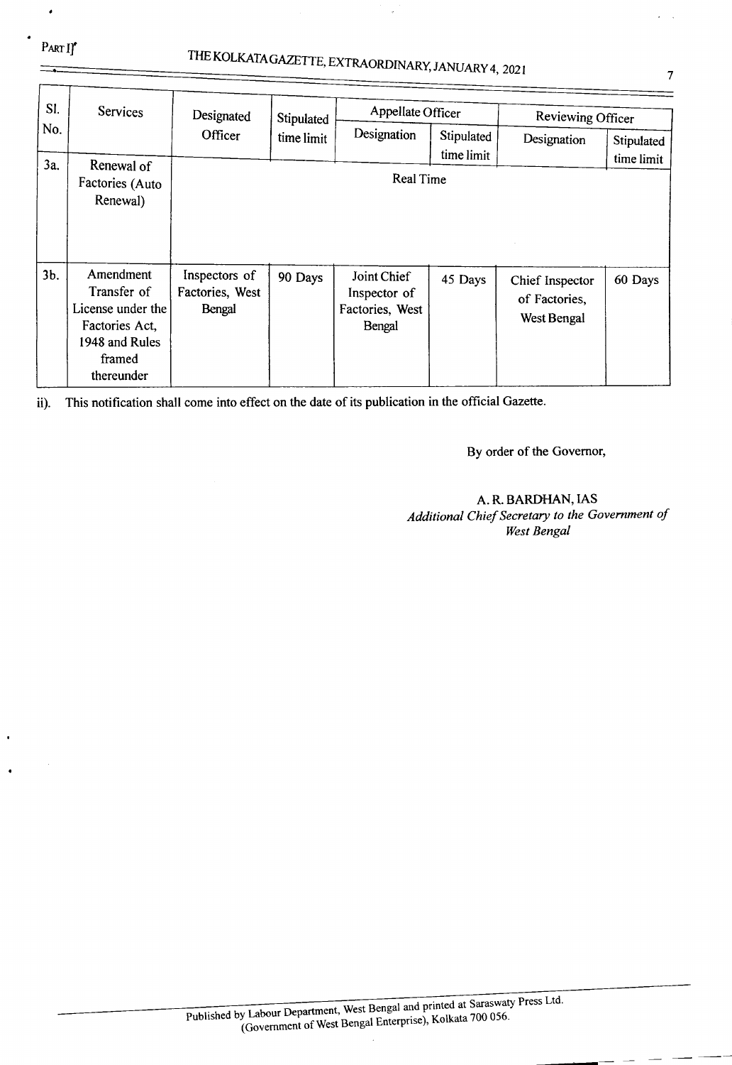| Sl. No. | Services | Designated Officer | Stipulated time limit | Appellate Officer | | Reviewing Officer | |
|---|---|---|---|---|---|---|---|
| | | | | Designation | Stipulated time limit | Designation | Stipulated time limit |
| 3a. | Renewal of Factories (Auto Renewal) | Real Time | | | | | |
| 3b. | Amendment Transfer of License under the Factories Act, 1948 and Rules framed thereunder | Inspectors of Factories, West Bengal | 90 Days | Joint Chief Inspector of Factories, West Bengal | 45 Days | Chief Inspector of Factories, West Bengal | 60 Days |

ii). This notification shall come into effect on the date of its publication in the official Gazette.

By order of the Governor,

A. R. BARDHAN, IAS
*Additional Chief Secretary to the Government of West Bengal*

Published by Labour Department, West Bengal and printed at Saraswaty Press Ltd. (Government of West Bengal Enterprise), Kolkata 700 056.